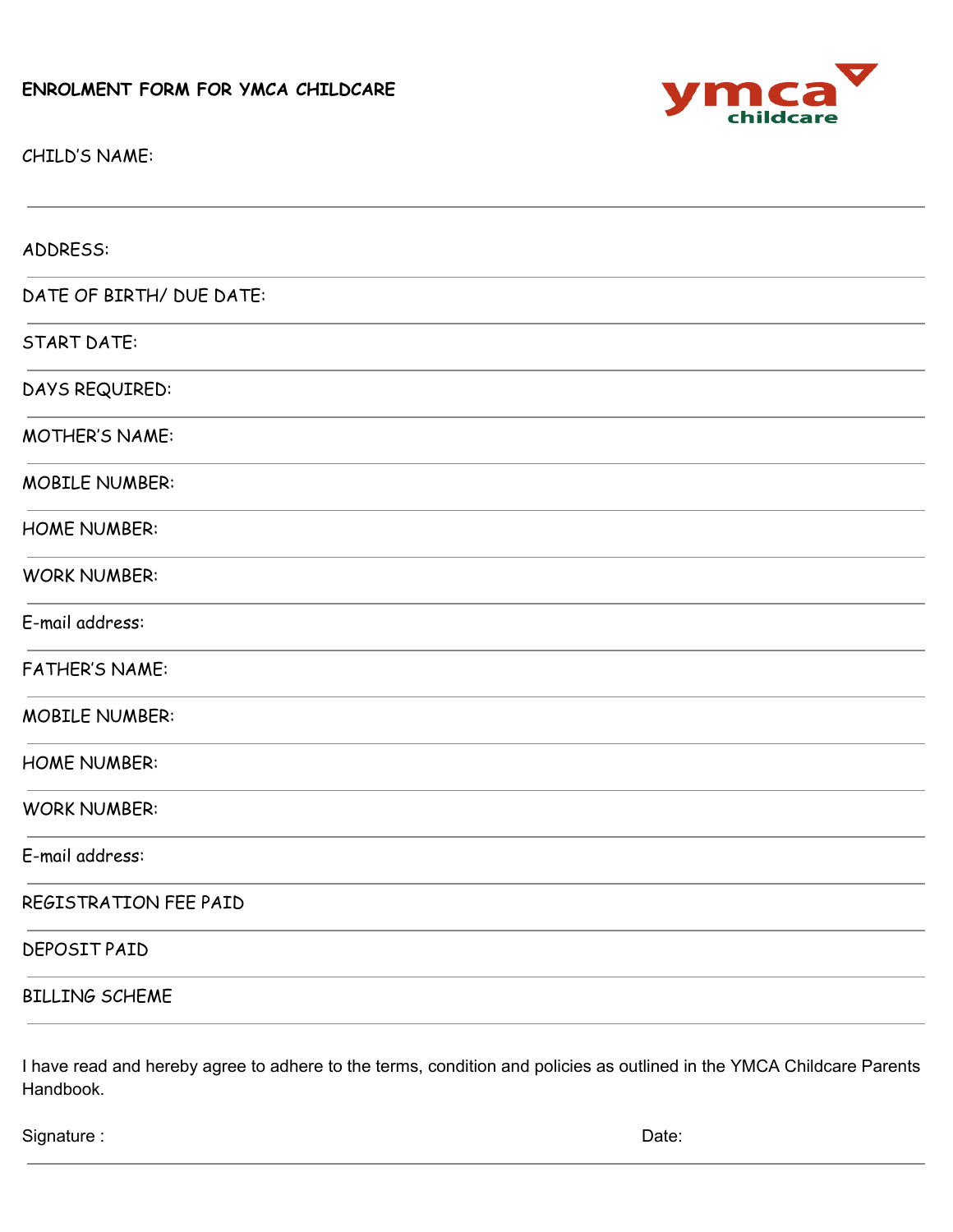# ENROLMENT FORM FOR YMCA CHILDCARE

CHILD'S NAME:

---

ADDRESS:

---

DATE OF BIRTH/ DUE DATE:

---

START DATE:

---

DAYS REQUIRED:

---

MOTHER'S NAME:

---

MOBILE NUMBER:

---

HOME NUMBER:

---

WORK NUMBER:

---

E-mail address:

---

FATHER'S NAME:

---

MOBILE NUMBER:

---

HOME NUMBER:

---

WORK NUMBER:

---

E-mail address:

---

REGISTRATION FEE PAID

---

DEPOSIT PAID

---

BILLING SCHEME

---

I have read and hereby agree to adhere to the terms, condition and policies as outlined in the YMCA Childcare Parents Handbook.

Signature : Date:

---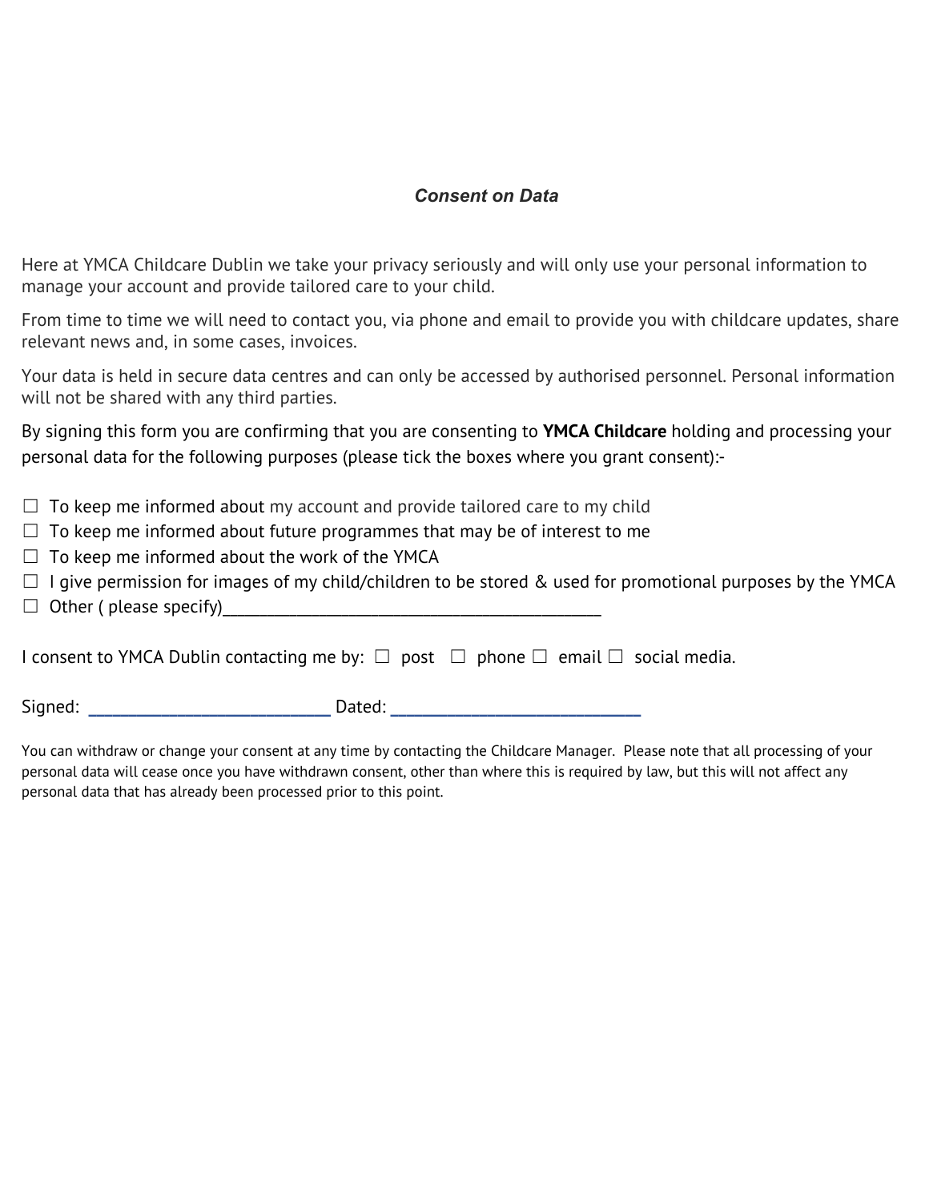***Consent on Data***

Here at YMCA Childcare Dublin we take your privacy seriously and will only use your personal information to manage your account and provide tailored care to your child.

From time to time we will need to contact you, via phone and email to provide you with childcare updates, share relevant news and, in some cases, invoices.

Your data is held in secure data centres and can only be accessed by authorised personnel. Personal information will not be shared with any third parties.

By signing this form you are confirming that you are consenting to **YMCA Childcare** holding and processing your personal data for the following purposes (please tick the boxes where you grant consent):-

☐ To keep me informed about my account and provide tailored care to my child
☐ To keep me informed about future programmes that may be of interest to me
☐ To keep me informed about the work of the YMCA
☐ I give permission for images of my child/children to be stored & used for promotional purposes by the YMCA
☐ Other ( please specify)_______________________________________________

I consent to YMCA Dublin contacting me by: ☐ post ☐ phone ☐ email ☐ social media.

Signed: ______________________________ Dated: ______________________________

You can withdraw or change your consent at any time by contacting the Childcare Manager. Please note that all processing of your personal data will cease once you have withdrawn consent, other than where this is required by law, but this will not affect any personal data that has already been processed prior to this point.